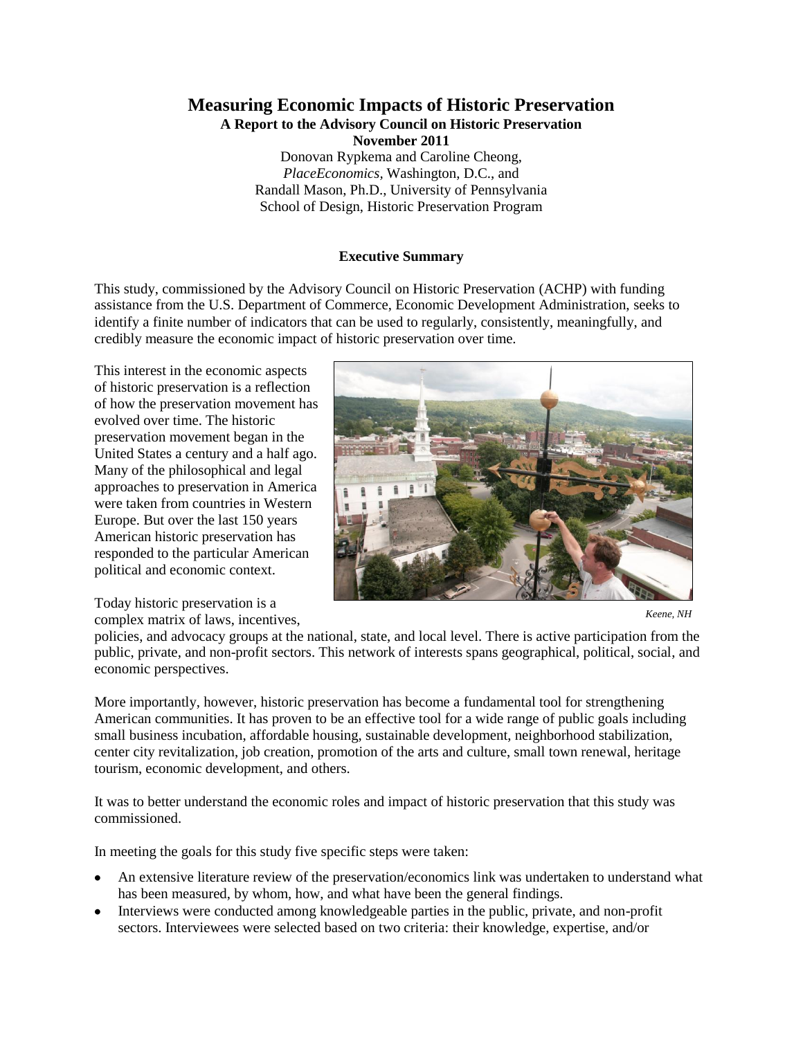# Measuring Economic Impacts of Historic Preservation

**A Report to the Advisory Council on Historic Preservation**
**November 2011**

Donovan Rypkema and Caroline Cheong,
*PlaceEconomics*, Washington, D.C., and
Randall Mason, Ph.D., University of Pennsylvania
School of Design, Historic Preservation Program

## Executive Summary

This study, commissioned by the Advisory Council on Historic Preservation (ACHP) with funding assistance from the U.S. Department of Commerce, Economic Development Administration, seeks to identify a finite number of indicators that can be used to regularly, consistently, meaningfully, and credibly measure the economic impact of historic preservation over time.

This interest in the economic aspects of historic preservation is a reflection of how the preservation movement has evolved over time. The historic preservation movement began in the United States a century and a half ago. Many of the philosophical and legal approaches to preservation in America were taken from countries in Western Europe. But over the last 150 years American historic preservation has responded to the particular American political and economic context.

*Keene, NH*

Today historic preservation is a complex matrix of laws, incentives, policies, and advocacy groups at the national, state, and local level. There is active participation from the public, private, and non-profit sectors. This network of interests spans geographical, political, social, and economic perspectives.

More importantly, however, historic preservation has become a fundamental tool for strengthening American communities. It has proven to be an effective tool for a wide range of public goals including small business incubation, affordable housing, sustainable development, neighborhood stabilization, center city revitalization, job creation, promotion of the arts and culture, small town renewal, heritage tourism, economic development, and others.

It was to better understand the economic roles and impact of historic preservation that this study was commissioned.

In meeting the goals for this study five specific steps were taken:

- An extensive literature review of the preservation/economics link was undertaken to understand what has been measured, by whom, how, and what have been the general findings.
- Interviews were conducted among knowledgeable parties in the public, private, and non-profit sectors. Interviewees were selected based on two criteria: their knowledge, expertise, and/or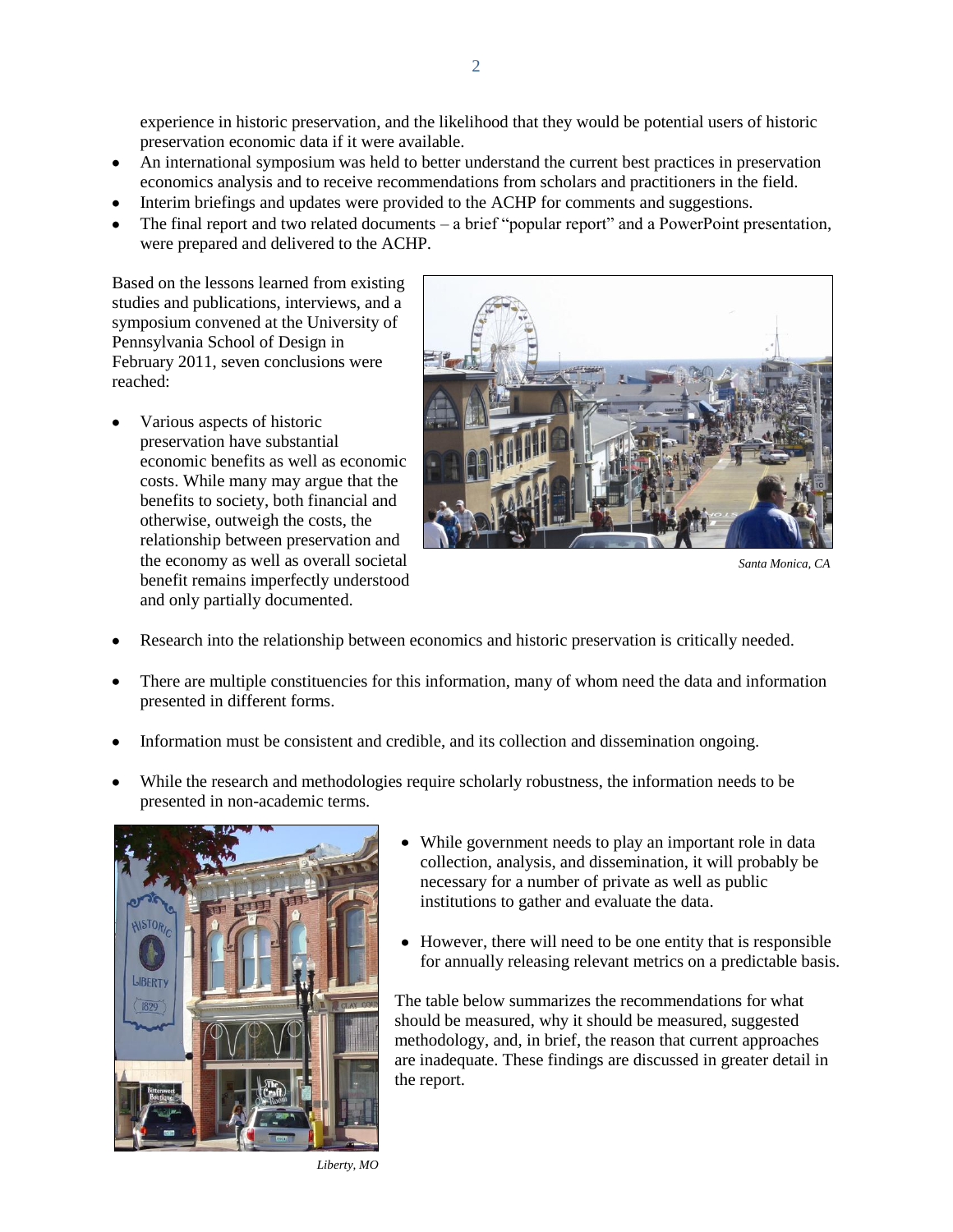experience in historic preservation, and the likelihood that they would be potential users of historic preservation economic data if it were available.

- An international symposium was held to better understand the current best practices in preservation economics analysis and to receive recommendations from scholars and practitioners in the field.
- Interim briefings and updates were provided to the ACHP for comments and suggestions.
- The final report and two related documents – a brief "popular report" and a PowerPoint presentation, were prepared and delivered to the ACHP.

Based on the lessons learned from existing studies and publications, interviews, and a symposium convened at the University of Pennsylvania School of Design in February 2011, seven conclusions were reached:

- Various aspects of historic preservation have substantial economic benefits as well as economic costs. While many may argue that the benefits to society, both financial and otherwise, outweigh the costs, the relationship between preservation and the economy as well as overall societal benefit remains imperfectly understood and only partially documented.

*Santa Monica, CA*

- Research into the relationship between economics and historic preservation is critically needed.
- There are multiple constituencies for this information, many of whom need the data and information presented in different forms.
- Information must be consistent and credible, and its collection and dissemination ongoing.
- While the research and methodologies require scholarly robustness, the information needs to be presented in non-academic terms.
- While government needs to play an important role in data collection, analysis, and dissemination, it will probably be necessary for a number of private as well as public institutions to gather and evaluate the data.
- However, there will need to be one entity that is responsible for annually releasing relevant metrics on a predictable basis.

The table below summarizes the recommendations for what should be measured, why it should be measured, suggested methodology, and, in brief, the reason that current approaches are inadequate. These findings are discussed in greater detail in the report.

*Liberty, MO*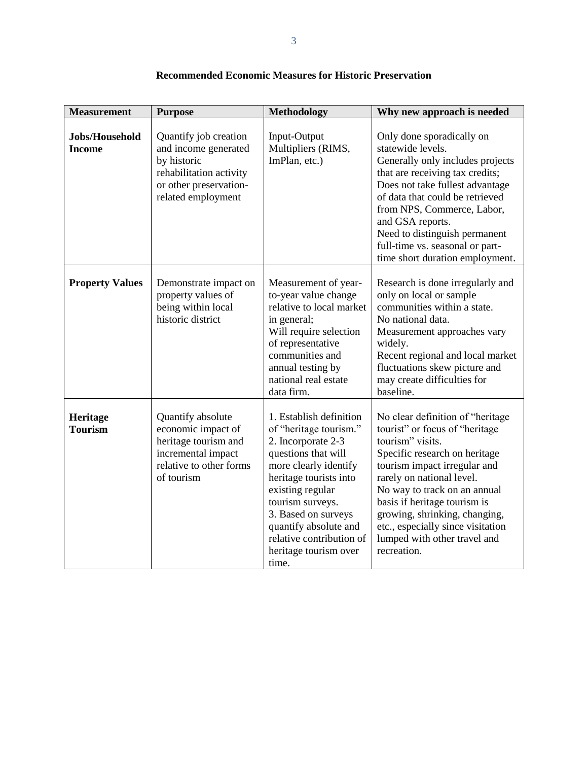**Recommended Economic Measures for Historic Preservation**

| Measurement | Purpose | Methodology | Why new approach is needed |
|---|---|---|---|
| **Jobs/Household Income** | Quantify job creation and income generated by historic rehabilitation activity or other preservation-related employment | Input-Output Multipliers (RIMS, ImPlan, etc.) | Only done sporadically on statewide levels. Generally only includes projects that are receiving tax credits; Does not take fullest advantage of data that could be retrieved from NPS, Commerce, Labor, and GSA reports. Need to distinguish permanent full-time vs. seasonal or part-time short duration employment. |
| **Property Values** | Demonstrate impact on property values of being within local historic district | Measurement of year-to-year value change relative to local market in general; Will require selection of representative communities and annual testing by national real estate data firm. | Research is done irregularly and only on local or sample communities within a state. No national data. Measurement approaches vary widely. Recent regional and local market fluctuations skew picture and may create difficulties for baseline. |
| **Heritage Tourism** | Quantify absolute economic impact of heritage tourism and incremental impact relative to other forms of tourism | 1. Establish definition of "heritage tourism." 2. Incorporate 2-3 questions that will more clearly identify heritage tourists into existing regular tourism surveys. 3. Based on surveys quantify absolute and relative contribution of heritage tourism over time. | No clear definition of "heritage tourist" or focus of "heritage tourism" visits. Specific research on heritage tourism impact irregular and rarely on national level. No way to track on an annual basis if heritage tourism is growing, shrinking, changing, etc., especially since visitation lumped with other travel and recreation. |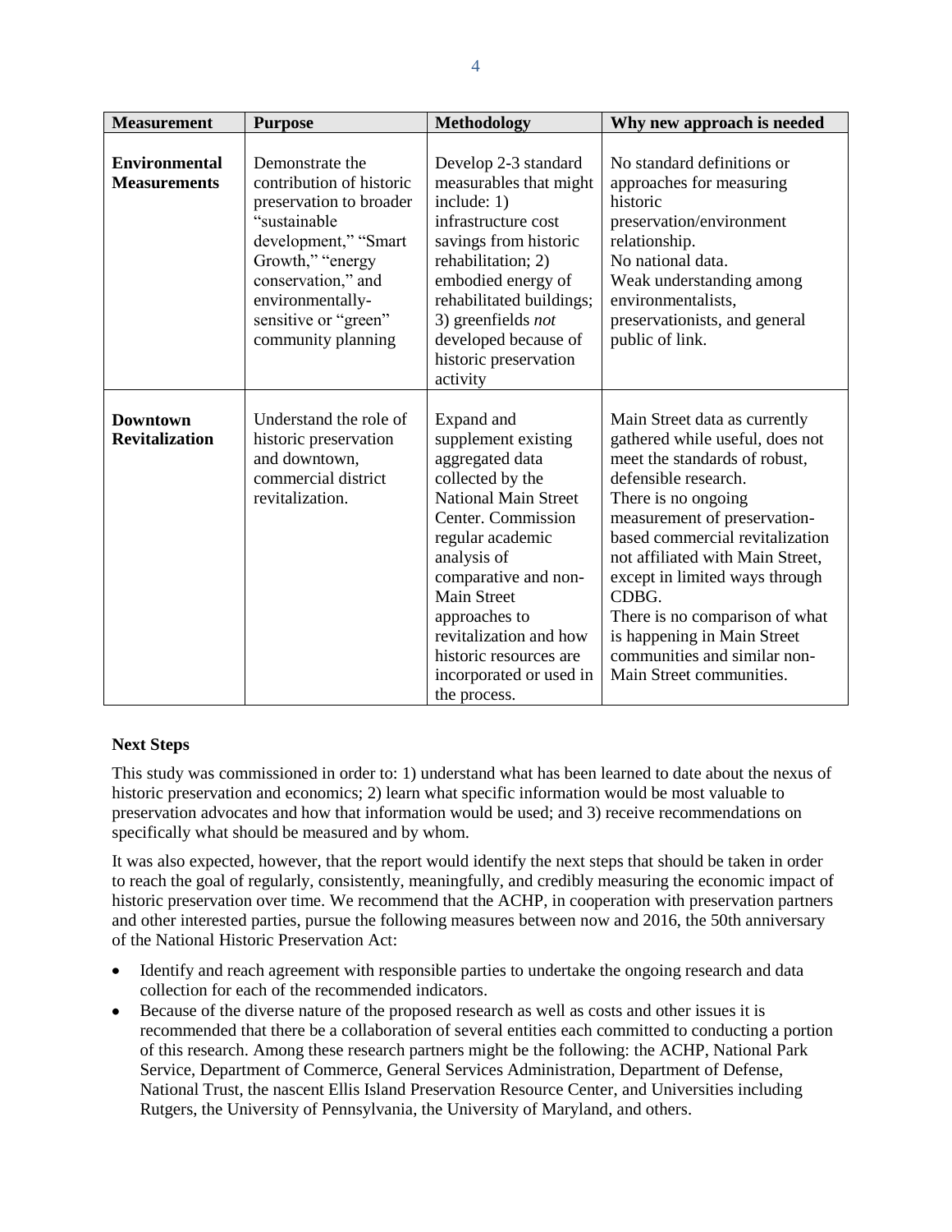| Measurement | Purpose | Methodology | Why new approach is needed |
|---|---|---|---|
| **Environmental Measurements** | Demonstrate the contribution of historic preservation to broader "sustainable development," "Smart Growth," "energy conservation," and environmentally-sensitive or "green" community planning | Develop 2-3 standard measurables that might include: 1) infrastructure cost savings from historic rehabilitation; 2) embodied energy of rehabilitated buildings; 3) greenfields *not* developed because of historic preservation activity | No standard definitions or approaches for measuring historic preservation/environment relationship. No national data. Weak understanding among environmentalists, preservationists, and general public of link. |
| **Downtown Revitalization** | Understand the role of historic preservation and downtown, commercial district revitalization. | Expand and supplement existing aggregated data collected by the National Main Street Center. Commission regular academic analysis of comparative and non-Main Street approaches to revitalization and how historic resources are incorporated or used in the process. | Main Street data as currently gathered while useful, does not meet the standards of robust, defensible research. There is no ongoing measurement of preservation-based commercial revitalization not affiliated with Main Street, except in limited ways through CDBG. There is no comparison of what is happening in Main Street communities and similar non-Main Street communities. |

**Next Steps**

This study was commissioned in order to: 1) understand what has been learned to date about the nexus of historic preservation and economics; 2) learn what specific information would be most valuable to preservation advocates and how that information would be used; and 3) receive recommendations on specifically what should be measured and by whom.

It was also expected, however, that the report would identify the next steps that should be taken in order to reach the goal of regularly, consistently, meaningfully, and credibly measuring the economic impact of historic preservation over time. We recommend that the ACHP, in cooperation with preservation partners and other interested parties, pursue the following measures between now and 2016, the 50th anniversary of the National Historic Preservation Act:

- Identify and reach agreement with responsible parties to undertake the ongoing research and data collection for each of the recommended indicators.
- Because of the diverse nature of the proposed research as well as costs and other issues it is recommended that there be a collaboration of several entities each committed to conducting a portion of this research. Among these research partners might be the following: the ACHP, National Park Service, Department of Commerce, General Services Administration, Department of Defense, National Trust, the nascent Ellis Island Preservation Resource Center, and Universities including Rutgers, the University of Pennsylvania, the University of Maryland, and others.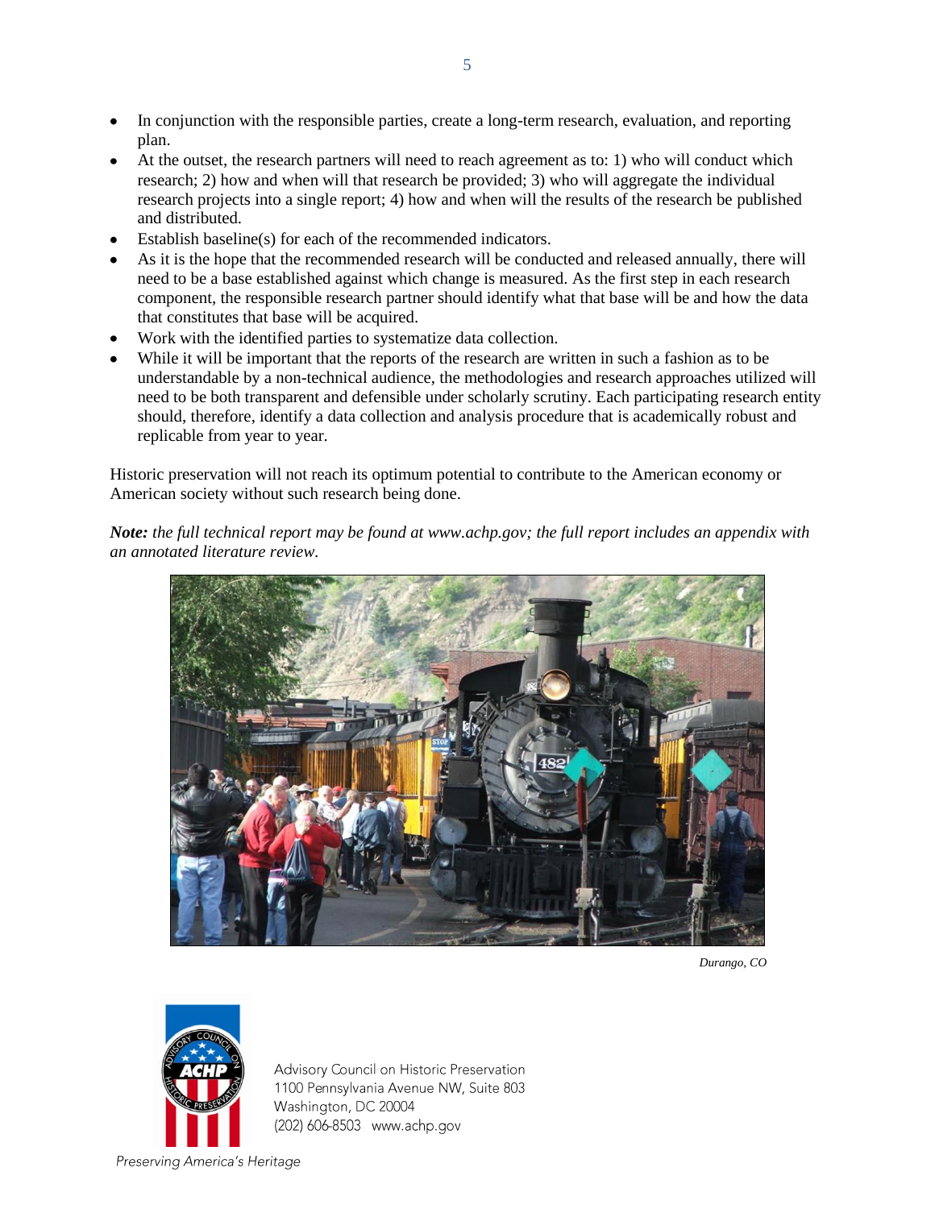- In conjunction with the responsible parties, create a long-term research, evaluation, and reporting plan.
- At the outset, the research partners will need to reach agreement as to: 1) who will conduct which research; 2) how and when will that research be provided; 3) who will aggregate the individual research projects into a single report; 4) how and when will the results of the research be published and distributed.
- Establish baseline(s) for each of the recommended indicators.
- As it is the hope that the recommended research will be conducted and released annually, there will need to be a base established against which change is measured. As the first step in each research component, the responsible research partner should identify what that base will be and how the data that constitutes that base will be acquired.
- Work with the identified parties to systematize data collection.
- While it will be important that the reports of the research are written in such a fashion as to be understandable by a non-technical audience, the methodologies and research approaches utilized will need to be both transparent and defensible under scholarly scrutiny. Each participating research entity should, therefore, identify a data collection and analysis procedure that is academically robust and replicable from year to year.

Historic preservation will not reach its optimum potential to contribute to the American economy or American society without such research being done.

***Note:*** *the full technical report may be found at www.achp.gov; the full report includes an appendix with an annotated literature review.*

*Durango, CO*

Advisory Council on Historic Preservation
1100 Pennsylvania Avenue NW, Suite 803
Washington, DC 20004
(202) 606-8503 www.achp.gov

*Preserving America's Heritage*